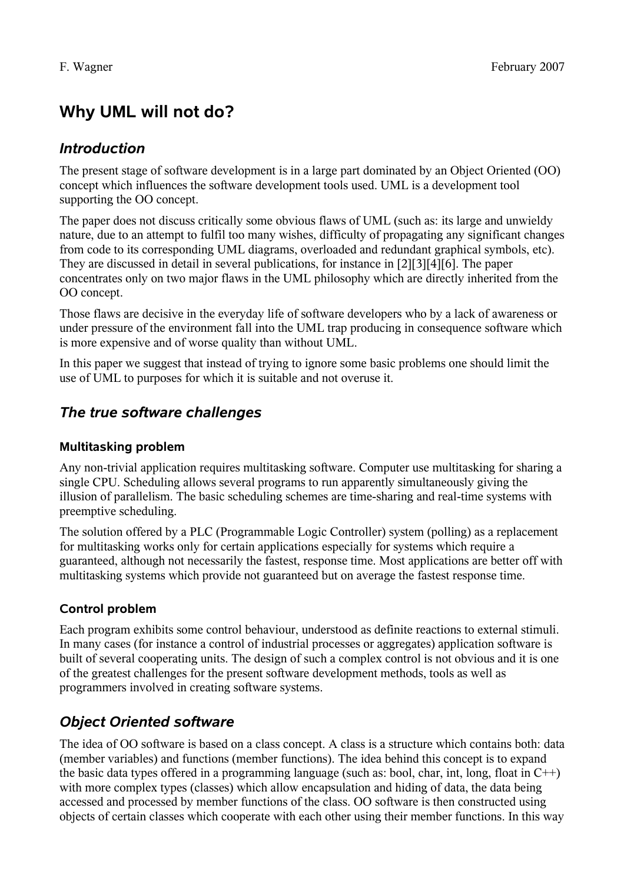F. Wagner February 2007

# Why UML will not do?

## Introduction

The present stage of software development is in a large part dominated by an Object Oriented (OO) concept which influences the software development tools used. UML is a development tool supporting the OO concept.

The paper does not discuss critically some obvious flaws of UML (such as: its large and unwieldy nature, due to an attempt to fulfil too many wishes, difficulty of propagating any significant changes from code to its corresponding UML diagrams, overloaded and redundant graphical symbols, etc). They are discussed in detail in several publications, for instance in [2][3][4][6]. The paper concentrates only on two major flaws in the UML philosophy which are directly inherited from the OO concept.

Those flaws are decisive in the everyday life of software developers who by a lack of awareness or under pressure of the environment fall into the UML trap producing in consequence software which is more expensive and of worse quality than without UML.

In this paper we suggest that instead of trying to ignore some basic problems one should limit the use of UML to purposes for which it is suitable and not overuse it.

## The true software challenges

### Multitasking problem

Any non-trivial application requires multitasking software. Computer use multitasking for sharing a single CPU. Scheduling allows several programs to run apparently simultaneously giving the illusion of parallelism. The basic scheduling schemes are time-sharing and real-time systems with preemptive scheduling.

The solution offered by a PLC (Programmable Logic Controller) system (polling) as a replacement for multitasking works only for certain applications especially for systems which require a guaranteed, although not necessarily the fastest, response time. Most applications are better off with multitasking systems which provide not guaranteed but on average the fastest response time.

### Control problem

Each program exhibits some control behaviour, understood as definite reactions to external stimuli. In many cases (for instance a control of industrial processes or aggregates) application software is built of several cooperating units. The design of such a complex control is not obvious and it is one of the greatest challenges for the present software development methods, tools as well as programmers involved in creating software systems.

## Object Oriented software

The idea of OO software is based on a class concept. A class is a structure which contains both: data (member variables) and functions (member functions). The idea behind this concept is to expand the basic data types offered in a programming language (such as: bool, char, int, long, float in C++) with more complex types (classes) which allow encapsulation and hiding of data, the data being accessed and processed by member functions of the class. OO software is then constructed using objects of certain classes which cooperate with each other using their member functions. In this way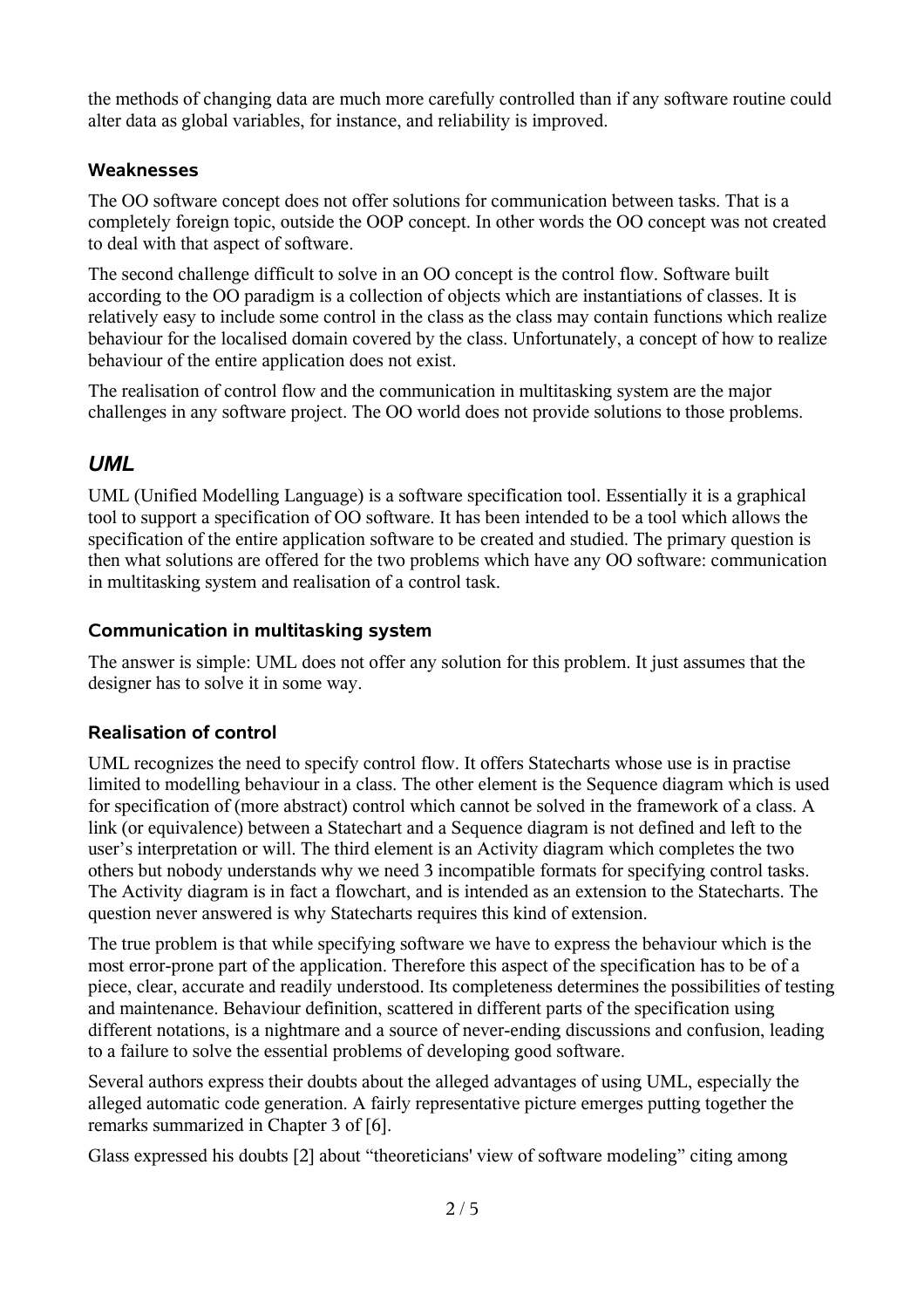the methods of changing data are much more carefully controlled than if any software routine could alter data as global variables, for instance, and reliability is improved.

### Weaknesses

The OO software concept does not offer solutions for communication between tasks. That is a completely foreign topic, outside the OOP concept. In other words the OO concept was not created to deal with that aspect of software.

The second challenge difficult to solve in an OO concept is the control flow. Software built according to the OO paradigm is a collection of objects which are instantiations of classes. It is relatively easy to include some control in the class as the class may contain functions which realize behaviour for the localised domain covered by the class. Unfortunately, a concept of how to realize behaviour of the entire application does not exist.

The realisation of control flow and the communication in multitasking system are the major challenges in any software project. The OO world does not provide solutions to those problems.

## *UML*

UML (Unified Modelling Language) is a software specification tool. Essentially it is a graphical tool to support a specification of OO software. It has been intended to be a tool which allows the specification of the entire application software to be created and studied. The primary question is then what solutions are offered for the two problems which have any OO software: communication in multitasking system and realisation of a control task.

### Communication in multitasking system

The answer is simple: UML does not offer any solution for this problem. It just assumes that the designer has to solve it in some way.

### Realisation of control

UML recognizes the need to specify control flow. It offers Statecharts whose use is in practise limited to modelling behaviour in a class. The other element is the Sequence diagram which is used for specification of (more abstract) control which cannot be solved in the framework of a class. A link (or equivalence) between a Statechart and a Sequence diagram is not defined and left to the user's interpretation or will. The third element is an Activity diagram which completes the two others but nobody understands why we need 3 incompatible formats for specifying control tasks. The Activity diagram is in fact a flowchart, and is intended as an extension to the Statecharts. The question never answered is why Statecharts requires this kind of extension.

The true problem is that while specifying software we have to express the behaviour which is the most error-prone part of the application. Therefore this aspect of the specification has to be of a piece, clear, accurate and readily understood. Its completeness determines the possibilities of testing and maintenance. Behaviour definition, scattered in different parts of the specification using different notations, is a nightmare and a source of never-ending discussions and confusion, leading to a failure to solve the essential problems of developing good software.

Several authors express their doubts about the alleged advantages of using UML, especially the alleged automatic code generation. A fairly representative picture emerges putting together the remarks summarized in Chapter 3 of [6].

Glass expressed his doubts [2] about "theoreticians' view of software modeling" citing among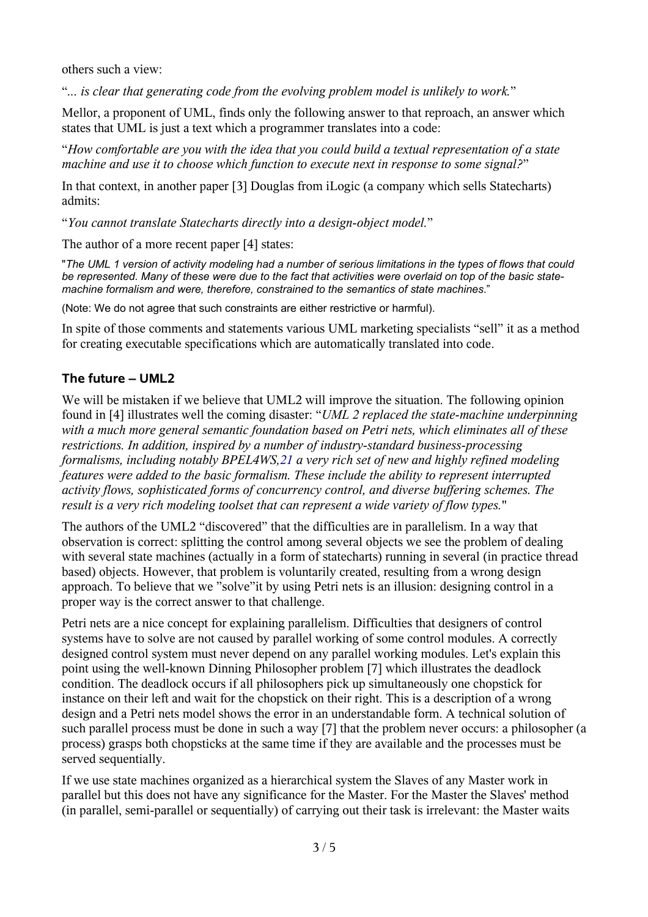others such a view:

"*... is clear that generating code from the evolving problem model is unlikely to work.*"

Mellor, a proponent of UML, finds only the following answer to that reproach, an answer which states that UML is just a text which a programmer translates into a code:

"*How comfortable are you with the idea that you could build a textual representation of a state machine and use it to choose which function to execute next in response to some signal?*"

In that context, in another paper [3] Douglas from iLogic (a company which sells Statecharts) admits:

"*You cannot translate Statecharts directly into a design-object model.*"

The author of a more recent paper [4] states:

"*The UML 1 version of activity modeling had a number of serious limitations in the types of flows that could be represented. Many of these were due to the fact that activities were overlaid on top of the basic state-machine formalism and were, therefore, constrained to the semantics of state machines*."

(Note: We do not agree that such constraints are either restrictive or harmful).

In spite of those comments and statements various UML marketing specialists "sell" it as a method for creating executable specifications which are automatically translated into code.

## The future – UML2

We will be mistaken if we believe that UML2 will improve the situation. The following opinion found in [4] illustrates well the coming disaster: "*UML 2 replaced the state-machine underpinning with a much more general semantic foundation based on Petri nets, which eliminates all of these restrictions. In addition, inspired by a number of industry-standard business-processing formalisms, including notably BPEL4WS,21 a very rich set of new and highly refined modeling features were added to the basic formalism. These include the ability to represent interrupted activity flows, sophisticated forms of concurrency control, and diverse buffering schemes. The result is a very rich modeling toolset that can represent a wide variety of flow types.*"

The authors of the UML2 "discovered" that the difficulties are in parallelism. In a way that observation is correct: splitting the control among several objects we see the problem of dealing with several state machines (actually in a form of statecharts) running in several (in practice thread based) objects. However, that problem is voluntarily created, resulting from a wrong design approach. To believe that we "solve"it by using Petri nets is an illusion: designing control in a proper way is the correct answer to that challenge.

Petri nets are a nice concept for explaining parallelism. Difficulties that designers of control systems have to solve are not caused by parallel working of some control modules. A correctly designed control system must never depend on any parallel working modules. Let's explain this point using the well-known Dinning Philosopher problem [7] which illustrates the deadlock condition. The deadlock occurs if all philosophers pick up simultaneously one chopstick for instance on their left and wait for the chopstick on their right. This is a description of a wrong design and a Petri nets model shows the error in an understandable form. A technical solution of such parallel process must be done in such a way [7] that the problem never occurs: a philosopher (a process) grasps both chopsticks at the same time if they are available and the processes must be served sequentially.

If we use state machines organized as a hierarchical system the Slaves of any Master work in parallel but this does not have any significance for the Master. For the Master the Slaves' method (in parallel, semi-parallel or sequentially) of carrying out their task is irrelevant: the Master waits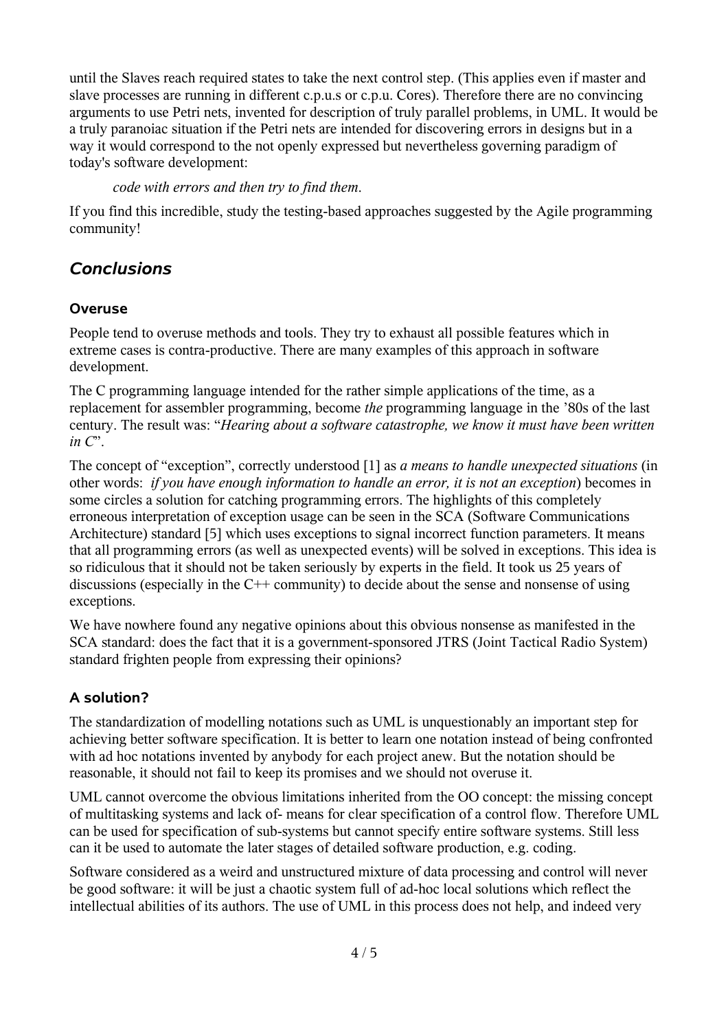until the Slaves reach required states to take the next control step. (This applies even if master and slave processes are running in different c.p.u.s or c.p.u. Cores). Therefore there are no convincing arguments to use Petri nets, invented for description of truly parallel problems, in UML. It would be a truly paranoiac situation if the Petri nets are intended for discovering errors in designs but in a way it would correspond to the not openly expressed but nevertheless governing paradigm of today's software development:

> *code with errors and then try to find them.*

If you find this incredible, study the testing-based approaches suggested by the Agile programming community!

## *Conclusions*

### Overuse

People tend to overuse methods and tools. They try to exhaust all possible features which in extreme cases is contra-productive. There are many examples of this approach in software development.

The C programming language intended for the rather simple applications of the time, as a replacement for assembler programming, become *the* programming language in the '80s of the last century. The result was: "*Hearing about a software catastrophe, we know it must have been written in C*".

The concept of "exception", correctly understood [1] as *a means to handle unexpected situations* (in other words: *if you have enough information to handle an error, it is not an exception*) becomes in some circles a solution for catching programming errors. The highlights of this completely erroneous interpretation of exception usage can be seen in the SCA (Software Communications Architecture) standard [5] which uses exceptions to signal incorrect function parameters. It means that all programming errors (as well as unexpected events) will be solved in exceptions. This idea is so ridiculous that it should not be taken seriously by experts in the field. It took us 25 years of discussions (especially in the C++ community) to decide about the sense and nonsense of using exceptions.

We have nowhere found any negative opinions about this obvious nonsense as manifested in the SCA standard: does the fact that it is a government-sponsored JTRS (Joint Tactical Radio System) standard frighten people from expressing their opinions?

### A solution?

The standardization of modelling notations such as UML is unquestionably an important step for achieving better software specification. It is better to learn one notation instead of being confronted with ad hoc notations invented by anybody for each project anew. But the notation should be reasonable, it should not fail to keep its promises and we should not overuse it.

UML cannot overcome the obvious limitations inherited from the OO concept: the missing concept of multitasking systems and lack of- means for clear specification of a control flow. Therefore UML can be used for specification of sub-systems but cannot specify entire software systems. Still less can it be used to automate the later stages of detailed software production, e.g. coding.

Software considered as a weird and unstructured mixture of data processing and control will never be good software: it will be just a chaotic system full of ad-hoc local solutions which reflect the intellectual abilities of its authors. The use of UML in this process does not help, and indeed very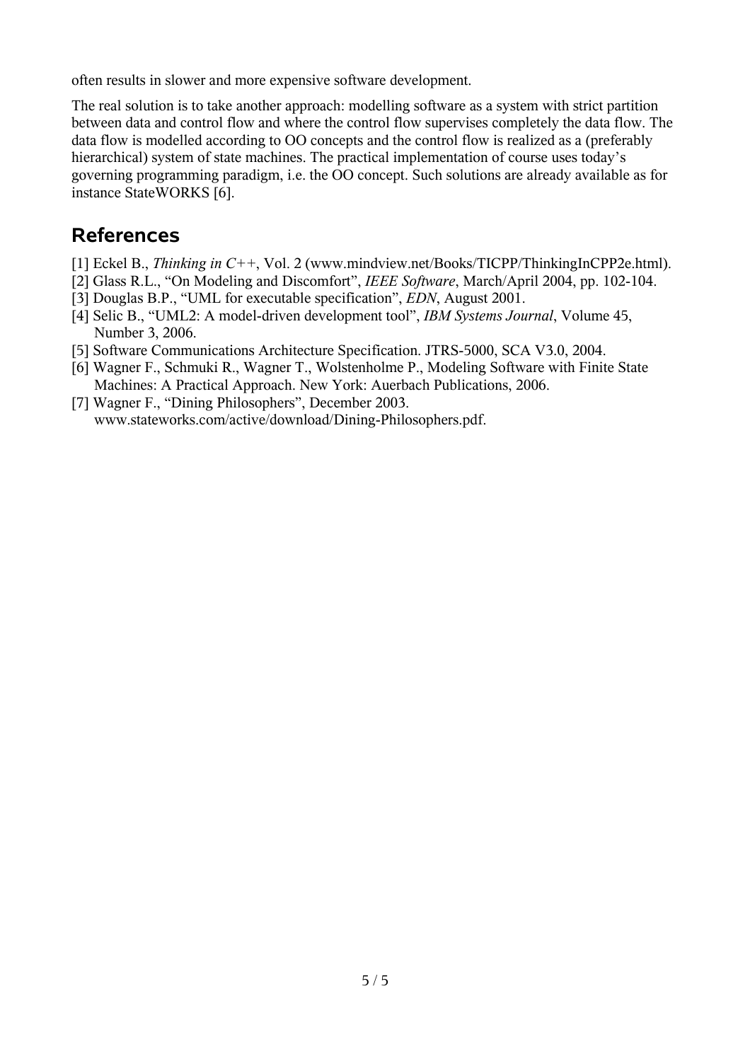often results in slower and more expensive software development.

The real solution is to take another approach: modelling software as a system with strict partition between data and control flow and where the control flow supervises completely the data flow. The data flow is modelled according to OO concepts and the control flow is realized as a (preferably hierarchical) system of state machines. The practical implementation of course uses today's governing programming paradigm, i.e. the OO concept. Such solutions are already available as for instance StateWORKS [6].

## References

[1] Eckel B., *Thinking in C++*, Vol. 2 (www.mindview.net/Books/TICPP/ThinkingInCPP2e.html).

[2] Glass R.L., "On Modeling and Discomfort", *IEEE Software*, March/April 2004, pp. 102-104.

[3] Douglas B.P., "UML for executable specification", *EDN*, August 2001.

[4] Selic B., "UML2: A model-driven development tool", *IBM Systems Journal*, Volume 45, Number 3, 2006.

[5] Software Communications Architecture Specification. JTRS-5000, SCA V3.0, 2004.

[6] Wagner F., Schmuki R., Wagner T., Wolstenholme P., Modeling Software with Finite State Machines: A Practical Approach. New York: Auerbach Publications, 2006.

[7] Wagner F., "Dining Philosophers", December 2003. www.stateworks.com/active/download/Dining-Philosophers.pdf.